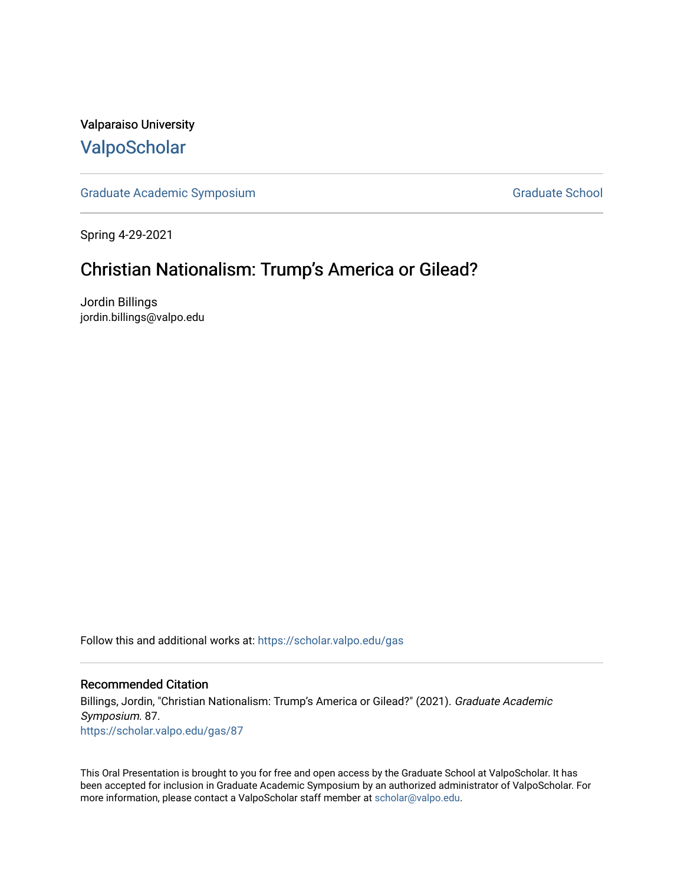Valparaiso University

## ValpoScholar

Graduate Academic Symposium | Graduate School

Spring 4-29-2021

# Christian Nationalism: Trump's America or Gilead?

Jordin Billings
jordin.billings@valpo.edu

Follow this and additional works at: https://scholar.valpo.edu/gas

### Recommended Citation

Billings, Jordin, "Christian Nationalism: Trump's America or Gilead?" (2021). *Graduate Academic Symposium*. 87.
https://scholar.valpo.edu/gas/87

This Oral Presentation is brought to you for free and open access by the Graduate School at ValpoScholar. It has been accepted for inclusion in Graduate Academic Symposium by an authorized administrator of ValpoScholar. For more information, please contact a ValpoScholar staff member at scholar@valpo.edu.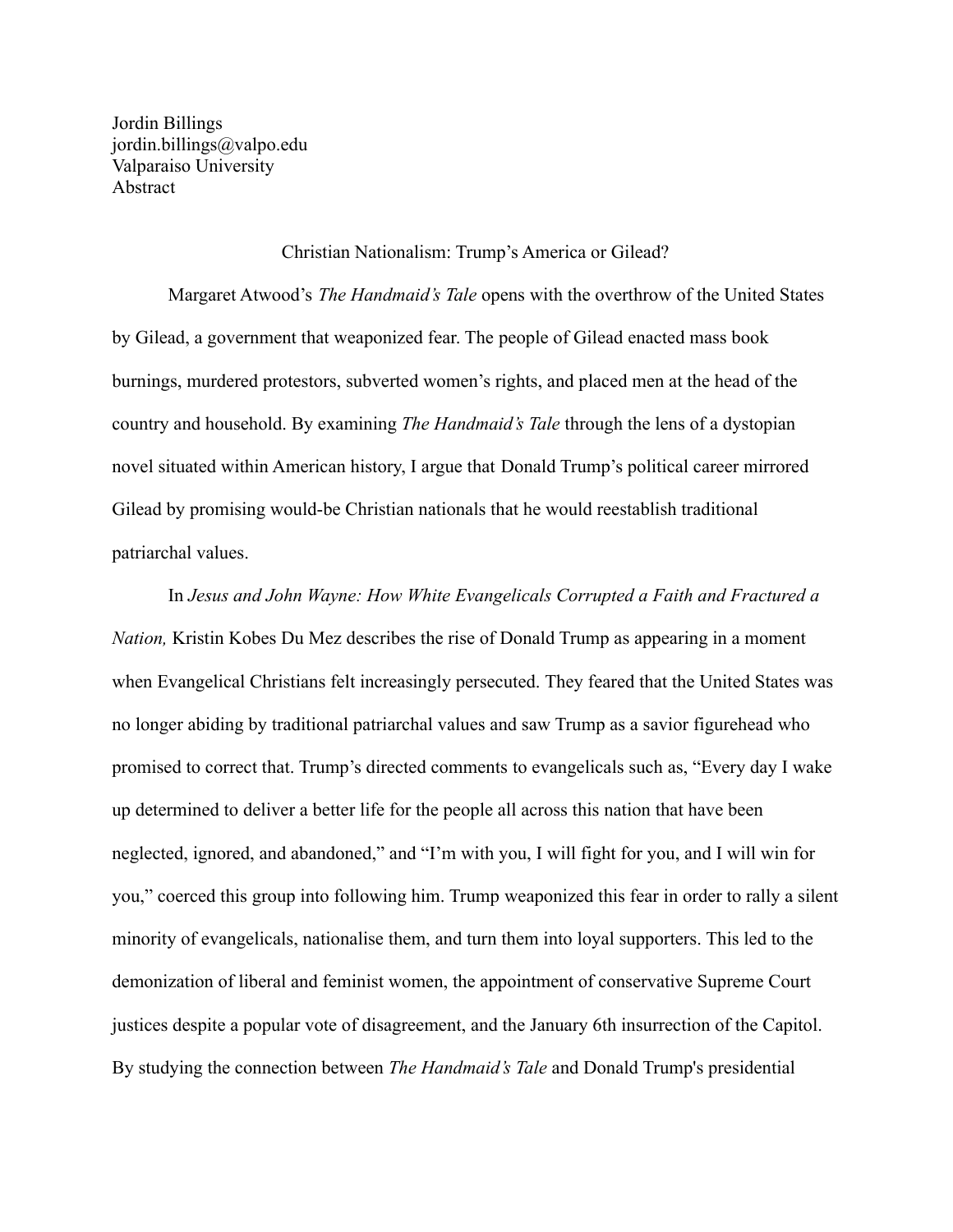Jordin Billings
jordin.billings@valpo.edu
Valparaiso University
Abstract

Christian Nationalism: Trump's America or Gilead?

Margaret Atwood's *The Handmaid's Tale* opens with the overthrow of the United States by Gilead, a government that weaponized fear. The people of Gilead enacted mass book burnings, murdered protestors, subverted women's rights, and placed men at the head of the country and household. By examining *The Handmaid's Tale* through the lens of a dystopian novel situated within American history, I argue that Donald Trump's political career mirrored Gilead by promising would-be Christian nationals that he would reestablish traditional patriarchal values.

In *Jesus and John Wayne: How White Evangelicals Corrupted a Faith and Fractured a Nation,* Kristin Kobes Du Mez describes the rise of Donald Trump as appearing in a moment when Evangelical Christians felt increasingly persecuted. They feared that the United States was no longer abiding by traditional patriarchal values and saw Trump as a savior figurehead who promised to correct that. Trump's directed comments to evangelicals such as, "Every day I wake up determined to deliver a better life for the people all across this nation that have been neglected, ignored, and abandoned," and "I'm with you, I will fight for you, and I will win for you," coerced this group into following him. Trump weaponized this fear in order to rally a silent minority of evangelicals, nationalise them, and turn them into loyal supporters. This led to the demonization of liberal and feminist women, the appointment of conservative Supreme Court justices despite a popular vote of disagreement, and the January 6th insurrection of the Capitol. By studying the connection between *The Handmaid's Tale* and Donald Trump's presidential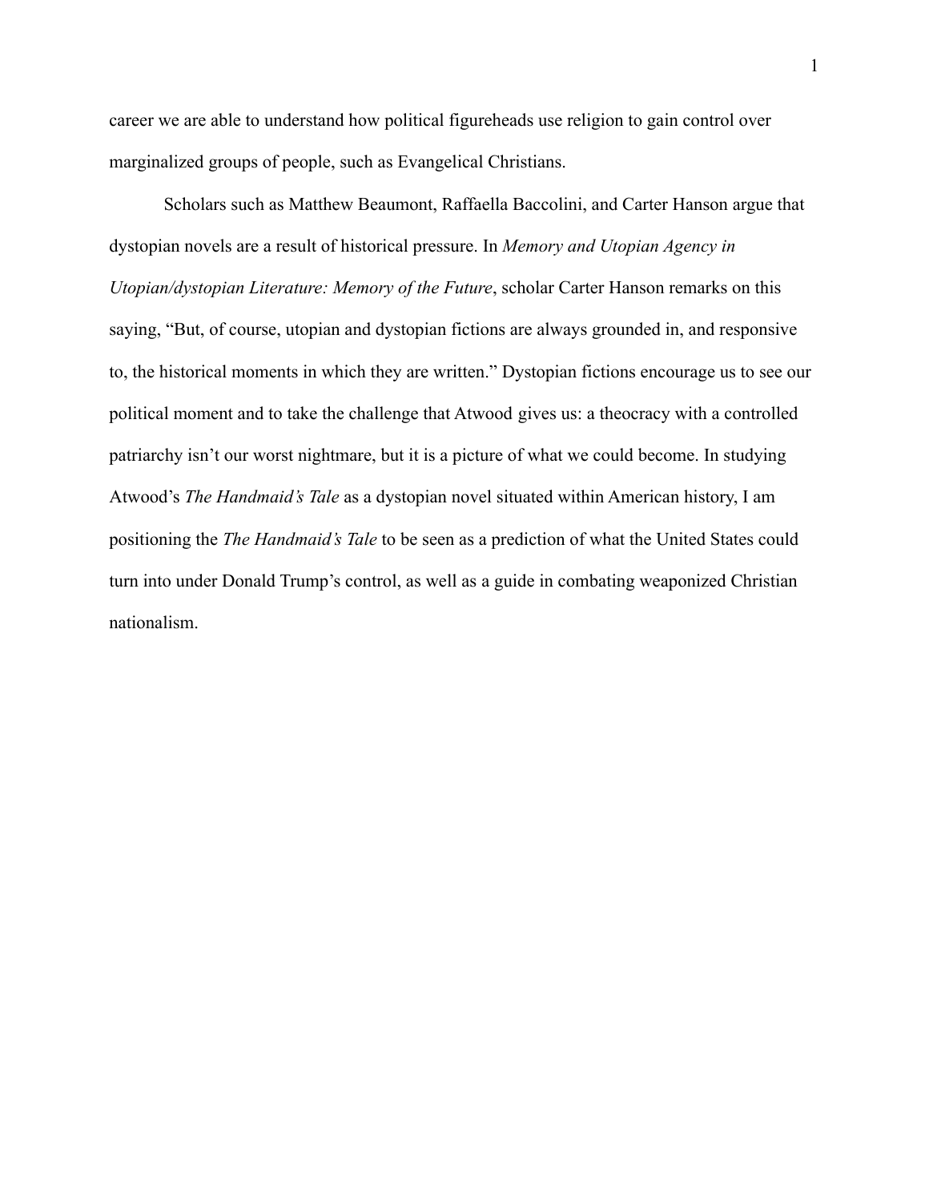career we are able to understand how political figureheads use religion to gain control over marginalized groups of people, such as Evangelical Christians.

Scholars such as Matthew Beaumont, Raffaella Baccolini, and Carter Hanson argue that dystopian novels are a result of historical pressure. In *Memory and Utopian Agency in Utopian/dystopian Literature: Memory of the Future*, scholar Carter Hanson remarks on this saying, "But, of course, utopian and dystopian fictions are always grounded in, and responsive to, the historical moments in which they are written." Dystopian fictions encourage us to see our political moment and to take the challenge that Atwood gives us: a theocracy with a controlled patriarchy isn't our worst nightmare, but it is a picture of what we could become. In studying Atwood's *The Handmaid's Tale* as a dystopian novel situated within American history, I am positioning the *The Handmaid's Tale* to be seen as a prediction of what the United States could turn into under Donald Trump's control, as well as a guide in combating weaponized Christian nationalism.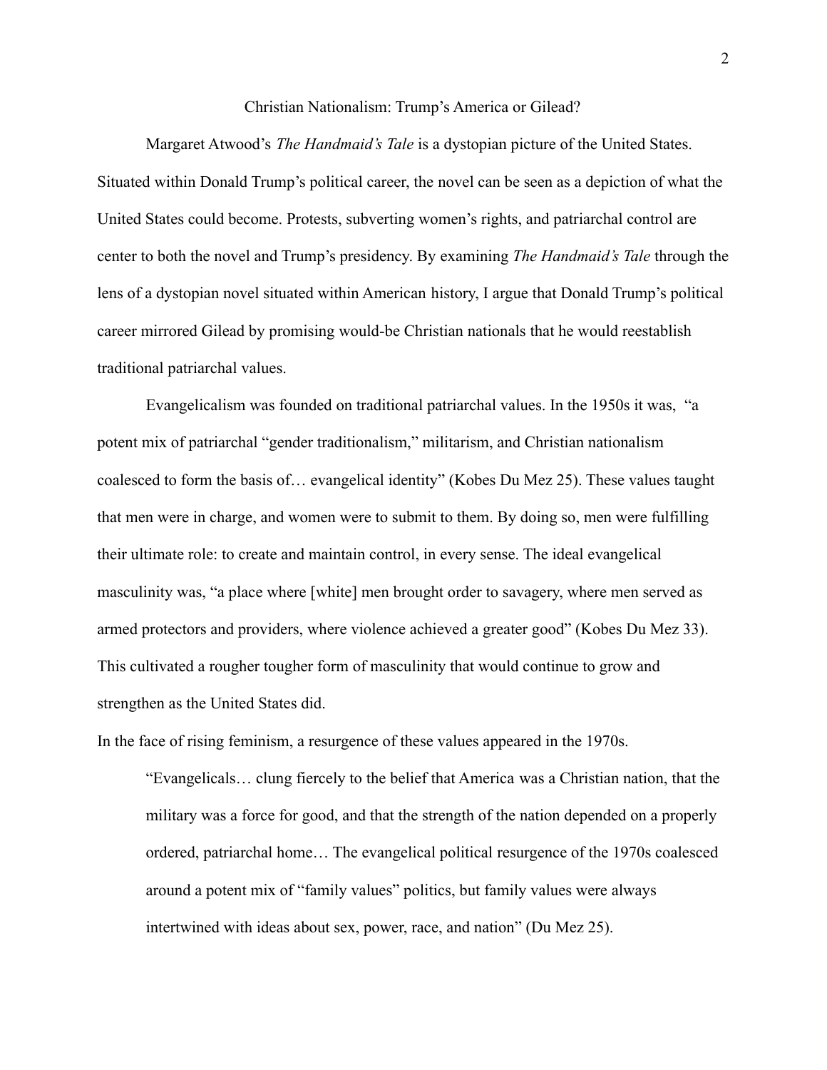Christian Nationalism: Trump's America or Gilead?

Margaret Atwood's *The Handmaid's Tale* is a dystopian picture of the United States. Situated within Donald Trump's political career, the novel can be seen as a depiction of what the United States could become. Protests, subverting women's rights, and patriarchal control are center to both the novel and Trump's presidency. By examining *The Handmaid's Tale* through the lens of a dystopian novel situated within American history, I argue that Donald Trump's political career mirrored Gilead by promising would-be Christian nationals that he would reestablish traditional patriarchal values.

Evangelicalism was founded on traditional patriarchal values. In the 1950s it was, "a potent mix of patriarchal "gender traditionalism," militarism, and Christian nationalism coalesced to form the basis of… evangelical identity" (Kobes Du Mez 25). These values taught that men were in charge, and women were to submit to them. By doing so, men were fulfilling their ultimate role: to create and maintain control, in every sense. The ideal evangelical masculinity was, "a place where [white] men brought order to savagery, where men served as armed protectors and providers, where violence achieved a greater good" (Kobes Du Mez 33). This cultivated a rougher tougher form of masculinity that would continue to grow and strengthen as the United States did.

In the face of rising feminism, a resurgence of these values appeared in the 1970s.

> "Evangelicals… clung fiercely to the belief that America was a Christian nation, that the military was a force for good, and that the strength of the nation depended on a properly ordered, patriarchal home… The evangelical political resurgence of the 1970s coalesced around a potent mix of "family values" politics, but family values were always intertwined with ideas about sex, power, race, and nation" (Du Mez 25).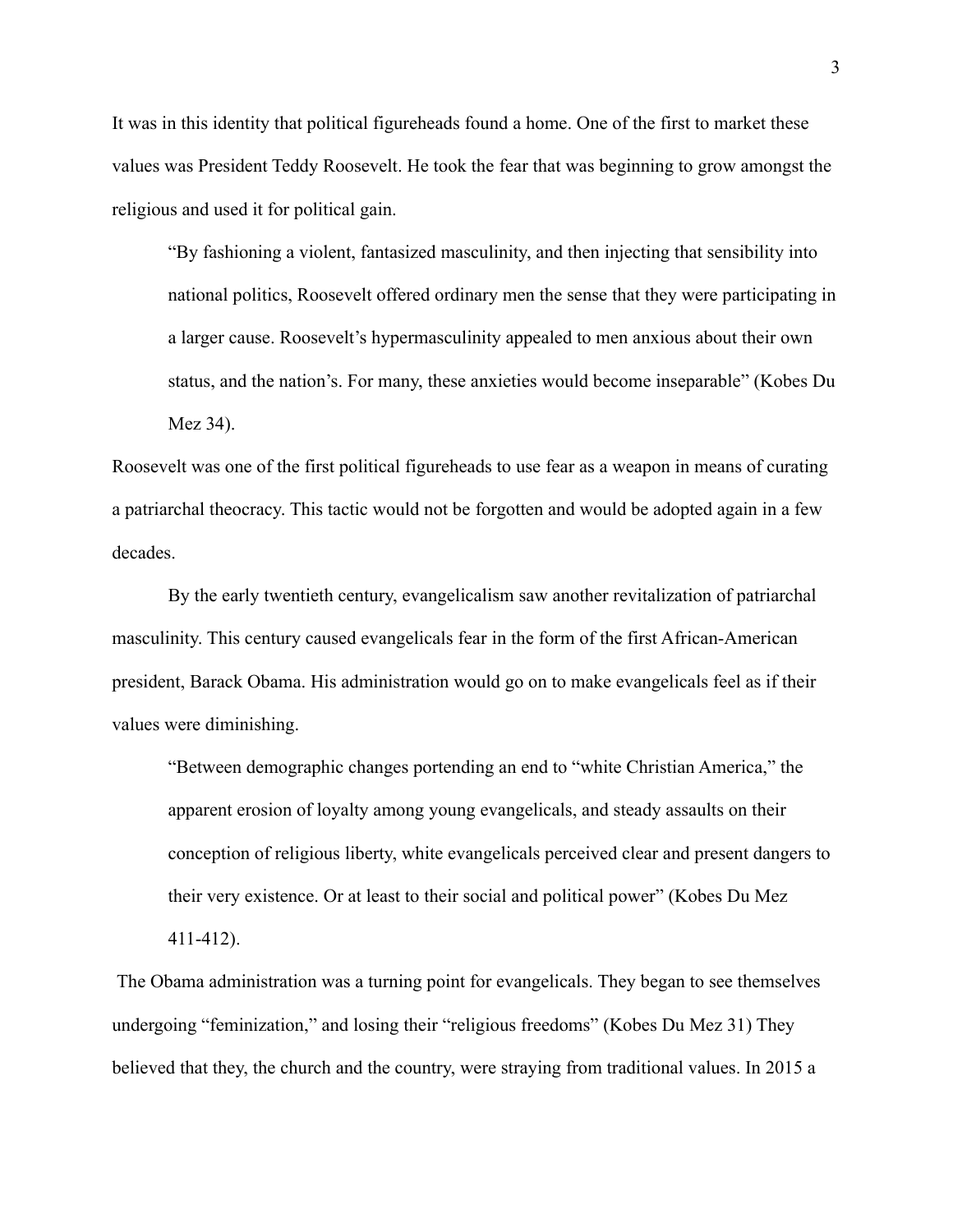It was in this identity that political figureheads found a home. One of the first to market these values was President Teddy Roosevelt. He took the fear that was beginning to grow amongst the religious and used it for political gain.

> "By fashioning a violent, fantasized masculinity, and then injecting that sensibility into national politics, Roosevelt offered ordinary men the sense that they were participating in a larger cause. Roosevelt's hypermasculinity appealed to men anxious about their own status, and the nation's. For many, these anxieties would become inseparable" (Kobes Du Mez 34).

Roosevelt was one of the first political figureheads to use fear as a weapon in means of curating a patriarchal theocracy. This tactic would not be forgotten and would be adopted again in a few decades.

By the early twentieth century, evangelicalism saw another revitalization of patriarchal masculinity. This century caused evangelicals fear in the form of the first African-American president, Barack Obama. His administration would go on to make evangelicals feel as if their values were diminishing.

> "Between demographic changes portending an end to "white Christian America," the apparent erosion of loyalty among young evangelicals, and steady assaults on their conception of religious liberty, white evangelicals perceived clear and present dangers to their very existence. Or at least to their social and political power" (Kobes Du Mez 411-412).

The Obama administration was a turning point for evangelicals. They began to see themselves undergoing "feminization," and losing their "religious freedoms" (Kobes Du Mez 31) They believed that they, the church and the country, were straying from traditional values. In 2015 a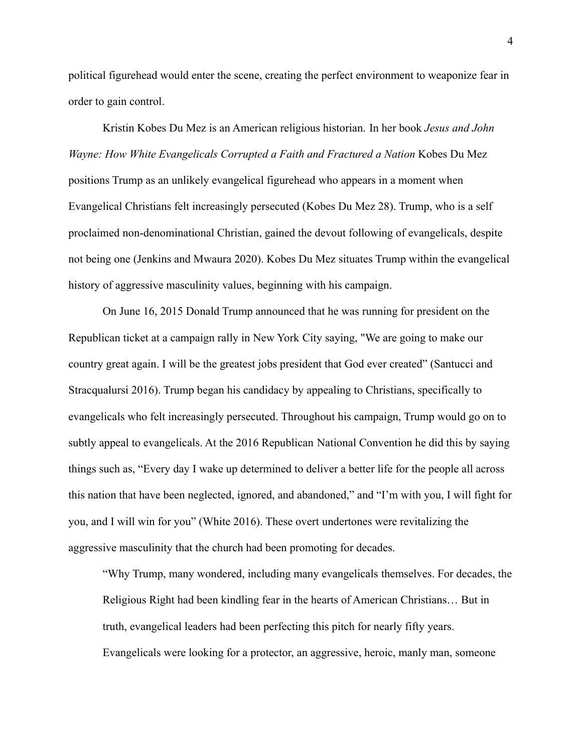political figurehead would enter the scene, creating the perfect environment to weaponize fear in order to gain control.

Kristin Kobes Du Mez is an American religious historian. In her book *Jesus and John Wayne: How White Evangelicals Corrupted a Faith and Fractured a Nation* Kobes Du Mez positions Trump as an unlikely evangelical figurehead who appears in a moment when Evangelical Christians felt increasingly persecuted (Kobes Du Mez 28). Trump, who is a self proclaimed non-denominational Christian, gained the devout following of evangelicals, despite not being one (Jenkins and Mwaura 2020). Kobes Du Mez situates Trump within the evangelical history of aggressive masculinity values, beginning with his campaign.

On June 16, 2015 Donald Trump announced that he was running for president on the Republican ticket at a campaign rally in New York City saying, "We are going to make our country great again. I will be the greatest jobs president that God ever created" (Santucci and Stracqualursi 2016). Trump began his candidacy by appealing to Christians, specifically to evangelicals who felt increasingly persecuted. Throughout his campaign, Trump would go on to subtly appeal to evangelicals. At the 2016 Republican National Convention he did this by saying things such as, "Every day I wake up determined to deliver a better life for the people all across this nation that have been neglected, ignored, and abandoned," and "I'm with you, I will fight for you, and I will win for you" (White 2016). These overt undertones were revitalizing the aggressive masculinity that the church had been promoting for decades.

> "Why Trump, many wondered, including many evangelicals themselves. For decades, the Religious Right had been kindling fear in the hearts of American Christians… But in truth, evangelical leaders had been perfecting this pitch for nearly fifty years. Evangelicals were looking for a protector, an aggressive, heroic, manly man, someone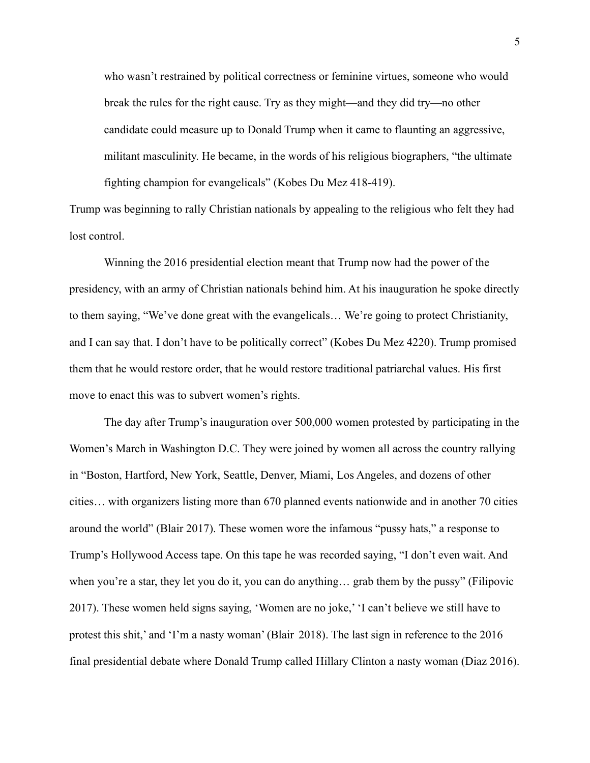> who wasn't restrained by political correctness or feminine virtues, someone who would break the rules for the right cause. Try as they might—and they did try—no other candidate could measure up to Donald Trump when it came to flaunting an aggressive, militant masculinity. He became, in the words of his religious biographers, "the ultimate fighting champion for evangelicals" (Kobes Du Mez 418-419).

Trump was beginning to rally Christian nationals by appealing to the religious who felt they had lost control.

Winning the 2016 presidential election meant that Trump now had the power of the presidency, with an army of Christian nationals behind him. At his inauguration he spoke directly to them saying, "We've done great with the evangelicals… We're going to protect Christianity, and I can say that. I don't have to be politically correct" (Kobes Du Mez 4220). Trump promised them that he would restore order, that he would restore traditional patriarchal values. His first move to enact this was to subvert women's rights.

The day after Trump's inauguration over 500,000 women protested by participating in the Women's March in Washington D.C. They were joined by women all across the country rallying in "Boston, Hartford, New York, Seattle, Denver, Miami, Los Angeles, and dozens of other cities… with organizers listing more than 670 planned events nationwide and in another 70 cities around the world" (Blair 2017). These women wore the infamous "pussy hats," a response to Trump's Hollywood Access tape. On this tape he was recorded saying, "I don't even wait. And when you're a star, they let you do it, you can do anything… grab them by the pussy" (Filipovic 2017). These women held signs saying, 'Women are no joke,' 'I can't believe we still have to protest this shit,' and 'I'm a nasty woman' (Blair 2018). The last sign in reference to the 2016 final presidential debate where Donald Trump called Hillary Clinton a nasty woman (Diaz 2016).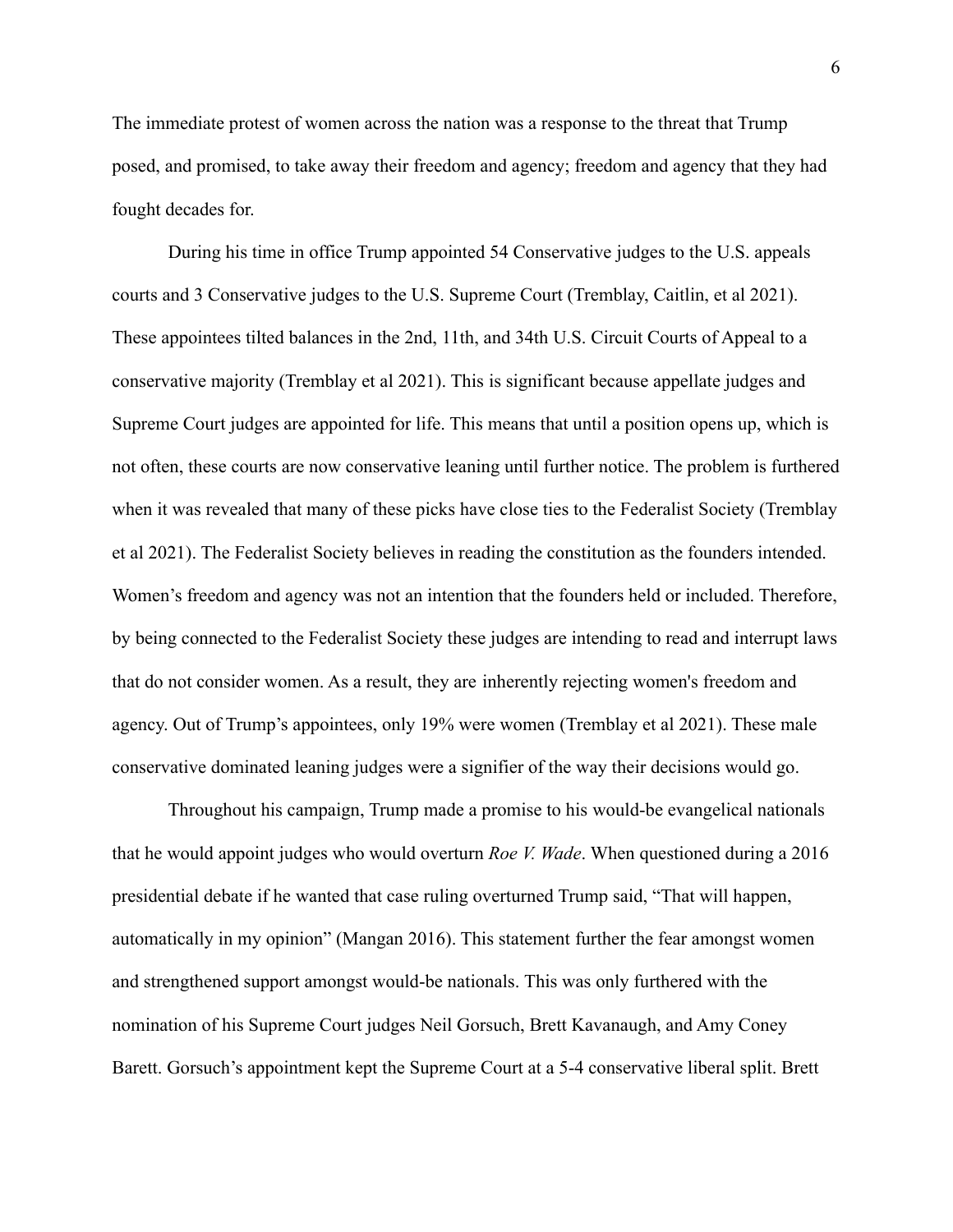The immediate protest of women across the nation was a response to the threat that Trump posed, and promised, to take away their freedom and agency; freedom and agency that they had fought decades for.

During his time in office Trump appointed 54 Conservative judges to the U.S. appeals courts and 3 Conservative judges to the U.S. Supreme Court (Tremblay, Caitlin, et al 2021). These appointees tilted balances in the 2nd, 11th, and 34th U.S. Circuit Courts of Appeal to a conservative majority (Tremblay et al 2021). This is significant because appellate judges and Supreme Court judges are appointed for life. This means that until a position opens up, which is not often, these courts are now conservative leaning until further notice. The problem is furthered when it was revealed that many of these picks have close ties to the Federalist Society (Tremblay et al 2021). The Federalist Society believes in reading the constitution as the founders intended. Women's freedom and agency was not an intention that the founders held or included. Therefore, by being connected to the Federalist Society these judges are intending to read and interrupt laws that do not consider women. As a result, they are inherently rejecting women's freedom and agency. Out of Trump's appointees, only 19% were women (Tremblay et al 2021). These male conservative dominated leaning judges were a signifier of the way their decisions would go.

Throughout his campaign, Trump made a promise to his would-be evangelical nationals that he would appoint judges who would overturn *Roe V. Wade*. When questioned during a 2016 presidential debate if he wanted that case ruling overturned Trump said, "That will happen, automatically in my opinion" (Mangan 2016). This statement further the fear amongst women and strengthened support amongst would-be nationals. This was only furthered with the nomination of his Supreme Court judges Neil Gorsuch, Brett Kavanaugh, and Amy Coney Barett. Gorsuch's appointment kept the Supreme Court at a 5-4 conservative liberal split. Brett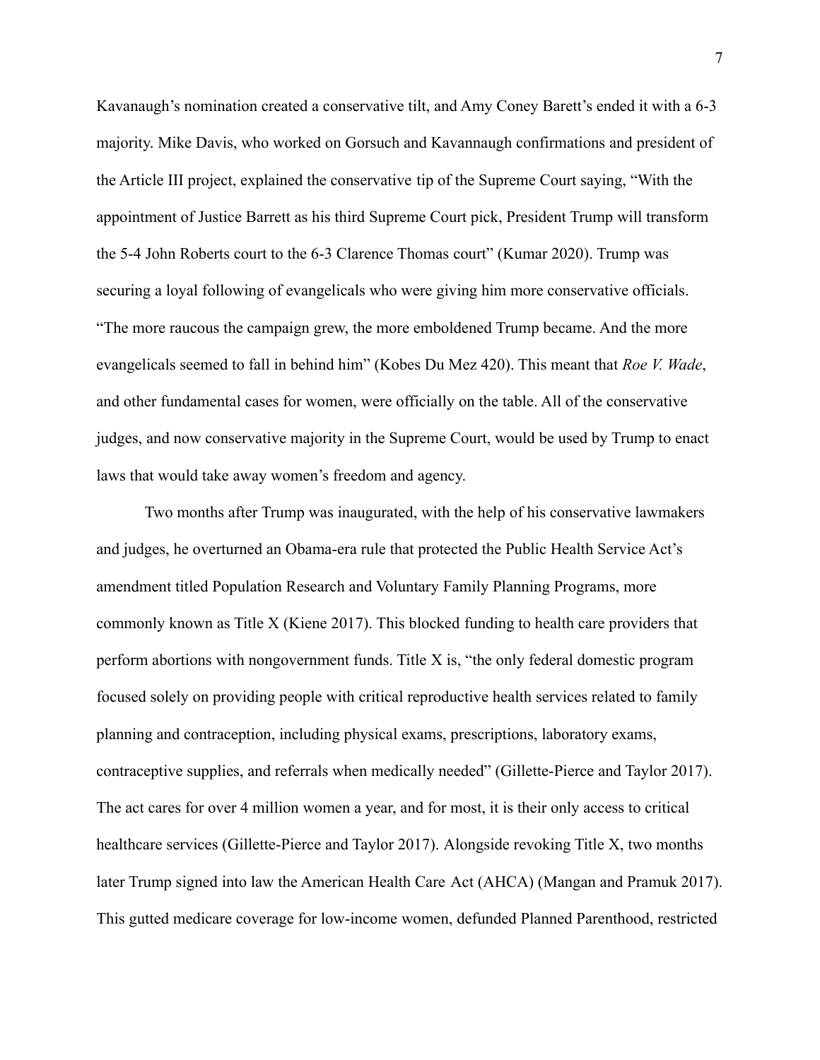Kavanaugh's nomination created a conservative tilt, and Amy Coney Barett's ended it with a 6-3 majority. Mike Davis, who worked on Gorsuch and Kavannaugh confirmations and president of the Article III project, explained the conservative tip of the Supreme Court saying, "With the appointment of Justice Barrett as his third Supreme Court pick, President Trump will transform the 5-4 John Roberts court to the 6-3 Clarence Thomas court" (Kumar 2020). Trump was securing a loyal following of evangelicals who were giving him more conservative officials. "The more raucous the campaign grew, the more emboldened Trump became. And the more evangelicals seemed to fall in behind him" (Kobes Du Mez 420). This meant that *Roe V. Wade*, and other fundamental cases for women, were officially on the table. All of the conservative judges, and now conservative majority in the Supreme Court, would be used by Trump to enact laws that would take away women's freedom and agency.

Two months after Trump was inaugurated, with the help of his conservative lawmakers and judges, he overturned an Obama-era rule that protected the Public Health Service Act's amendment titled Population Research and Voluntary Family Planning Programs, more commonly known as Title X (Kiene 2017). This blocked funding to health care providers that perform abortions with nongovernment funds. Title X is, "the only federal domestic program focused solely on providing people with critical reproductive health services related to family planning and contraception, including physical exams, prescriptions, laboratory exams, contraceptive supplies, and referrals when medically needed" (Gillette-Pierce and Taylor 2017). The act cares for over 4 million women a year, and for most, it is their only access to critical healthcare services (Gillette-Pierce and Taylor 2017). Alongside revoking Title X, two months later Trump signed into law the American Health Care Act (AHCA) (Mangan and Pramuk 2017). This gutted medicare coverage for low-income women, defunded Planned Parenthood, restricted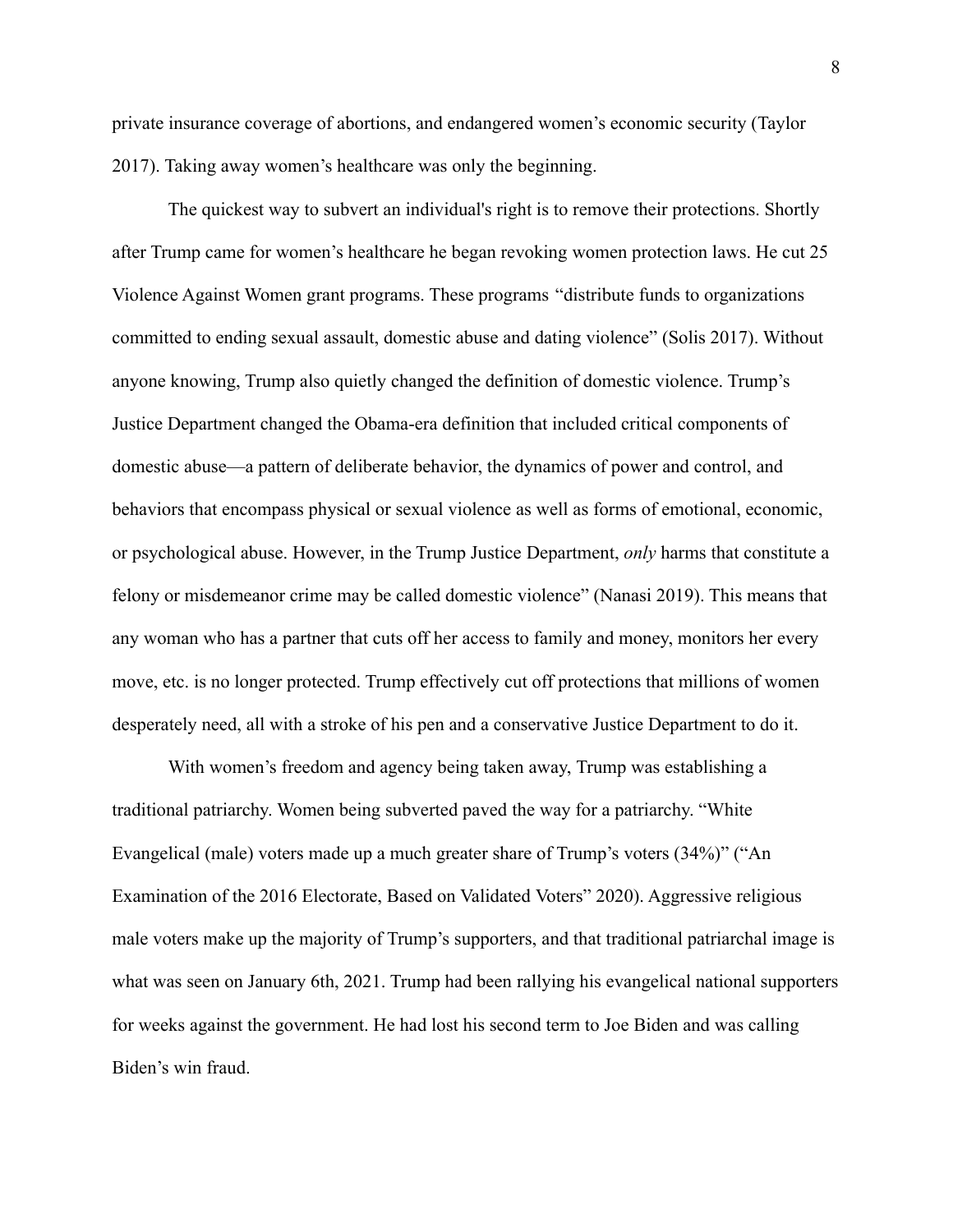private insurance coverage of abortions, and endangered women's economic security (Taylor 2017). Taking away women's healthcare was only the beginning.

The quickest way to subvert an individual's right is to remove their protections. Shortly after Trump came for women's healthcare he began revoking women protection laws. He cut 25 Violence Against Women grant programs. These programs "distribute funds to organizations committed to ending sexual assault, domestic abuse and dating violence" (Solis 2017). Without anyone knowing, Trump also quietly changed the definition of domestic violence. Trump's Justice Department changed the Obama-era definition that included critical components of domestic abuse—a pattern of deliberate behavior, the dynamics of power and control, and behaviors that encompass physical or sexual violence as well as forms of emotional, economic, or psychological abuse. However, in the Trump Justice Department, *only* harms that constitute a felony or misdemeanor crime may be called domestic violence" (Nanasi 2019). This means that any woman who has a partner that cuts off her access to family and money, monitors her every move, etc. is no longer protected. Trump effectively cut off protections that millions of women desperately need, all with a stroke of his pen and a conservative Justice Department to do it.

With women's freedom and agency being taken away, Trump was establishing a traditional patriarchy. Women being subverted paved the way for a patriarchy. "White Evangelical (male) voters made up a much greater share of Trump's voters (34%)" ("An Examination of the 2016 Electorate, Based on Validated Voters" 2020). Aggressive religious male voters make up the majority of Trump's supporters, and that traditional patriarchal image is what was seen on January 6th, 2021. Trump had been rallying his evangelical national supporters for weeks against the government. He had lost his second term to Joe Biden and was calling Biden's win fraud.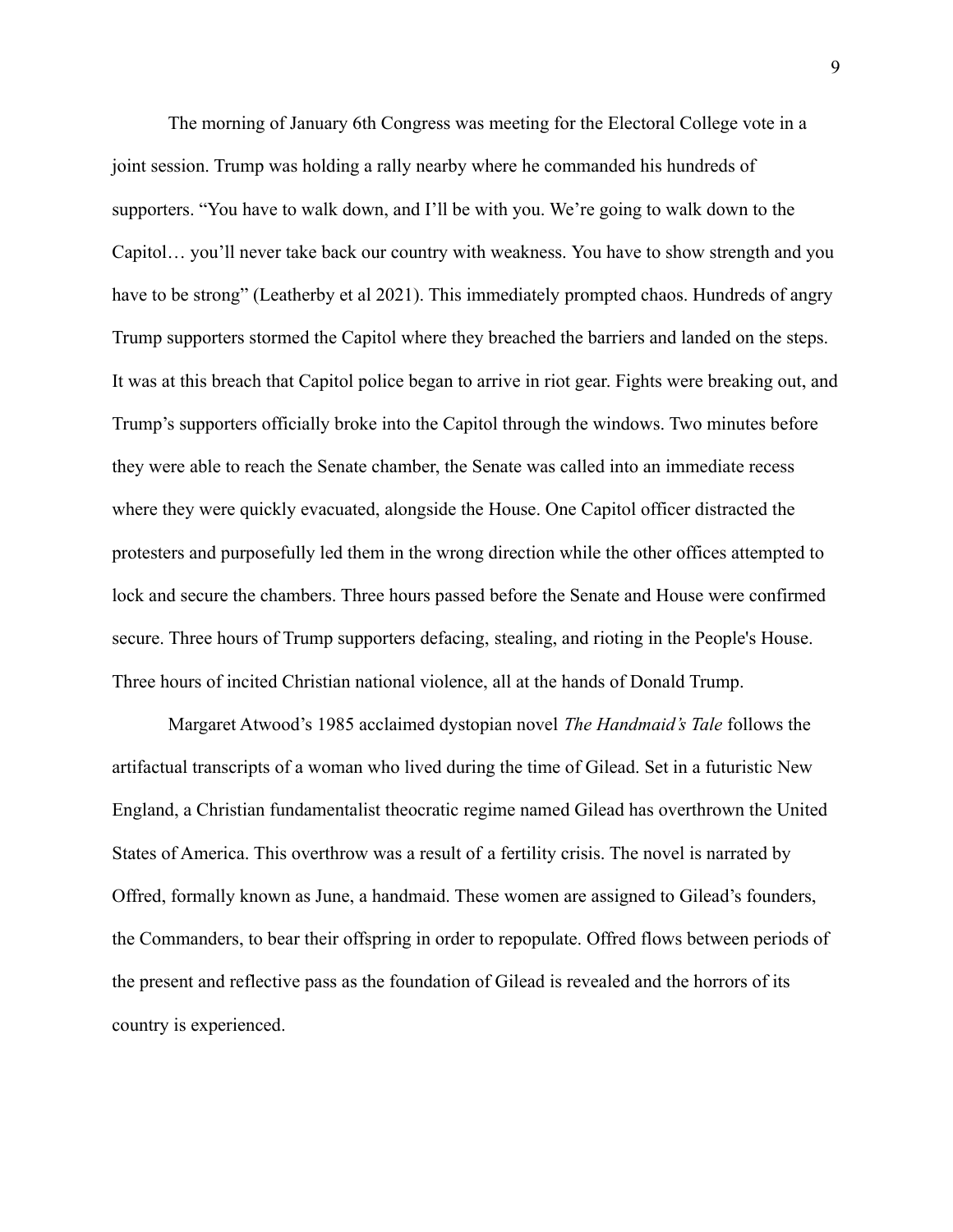The morning of January 6th Congress was meeting for the Electoral College vote in a joint session. Trump was holding a rally nearby where he commanded his hundreds of supporters. "You have to walk down, and I'll be with you. We're going to walk down to the Capitol… you'll never take back our country with weakness. You have to show strength and you have to be strong" (Leatherby et al 2021). This immediately prompted chaos. Hundreds of angry Trump supporters stormed the Capitol where they breached the barriers and landed on the steps. It was at this breach that Capitol police began to arrive in riot gear. Fights were breaking out, and Trump's supporters officially broke into the Capitol through the windows. Two minutes before they were able to reach the Senate chamber, the Senate was called into an immediate recess where they were quickly evacuated, alongside the House. One Capitol officer distracted the protesters and purposefully led them in the wrong direction while the other offices attempted to lock and secure the chambers. Three hours passed before the Senate and House were confirmed secure. Three hours of Trump supporters defacing, stealing, and rioting in the People's House. Three hours of incited Christian national violence, all at the hands of Donald Trump.

Margaret Atwood's 1985 acclaimed dystopian novel *The Handmaid's Tale* follows the artifactual transcripts of a woman who lived during the time of Gilead. Set in a futuristic New England, a Christian fundamentalist theocratic regime named Gilead has overthrown the United States of America. This overthrow was a result of a fertility crisis. The novel is narrated by Offred, formally known as June, a handmaid. These women are assigned to Gilead's founders, the Commanders, to bear their offspring in order to repopulate. Offred flows between periods of the present and reflective pass as the foundation of Gilead is revealed and the horrors of its country is experienced.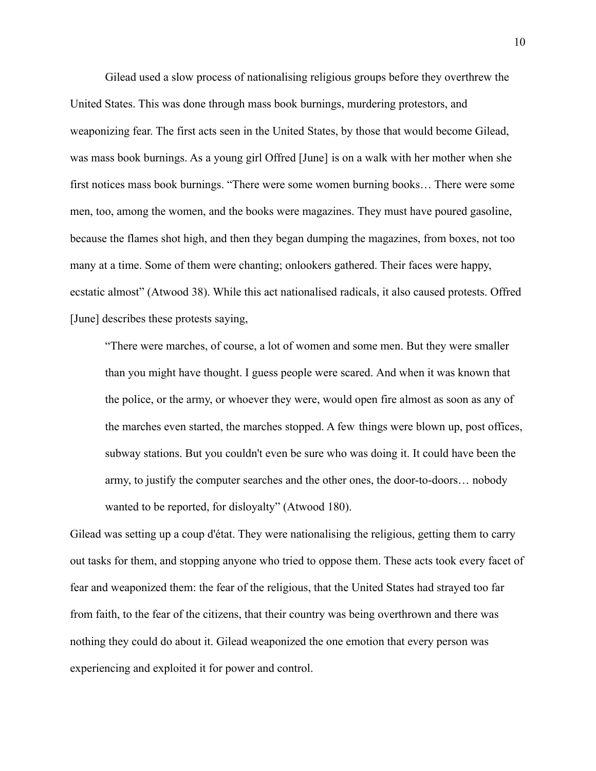Gilead used a slow process of nationalising religious groups before they overthrew the United States. This was done through mass book burnings, murdering protestors, and weaponizing fear. The first acts seen in the United States, by those that would become Gilead, was mass book burnings. As a young girl Offred [June] is on a walk with her mother when she first notices mass book burnings. "There were some women burning books… There were some men, too, among the women, and the books were magazines. They must have poured gasoline, because the flames shot high, and then they began dumping the magazines, from boxes, not too many at a time. Some of them were chanting; onlookers gathered. Their faces were happy, ecstatic almost" (Atwood 38). While this act nationalised radicals, it also caused protests. Offred [June] describes these protests saying,

> "There were marches, of course, a lot of women and some men. But they were smaller than you might have thought. I guess people were scared. And when it was known that the police, or the army, or whoever they were, would open fire almost as soon as any of the marches even started, the marches stopped. A few things were blown up, post offices, subway stations. But you couldn't even be sure who was doing it. It could have been the army, to justify the computer searches and the other ones, the door-to-doors… nobody wanted to be reported, for disloyalty" (Atwood 180).

Gilead was setting up a coup d'état. They were nationalising the religious, getting them to carry out tasks for them, and stopping anyone who tried to oppose them. These acts took every facet of fear and weaponized them: the fear of the religious, that the United States had strayed too far from faith, to the fear of the citizens, that their country was being overthrown and there was nothing they could do about it. Gilead weaponized the one emotion that every person was experiencing and exploited it for power and control.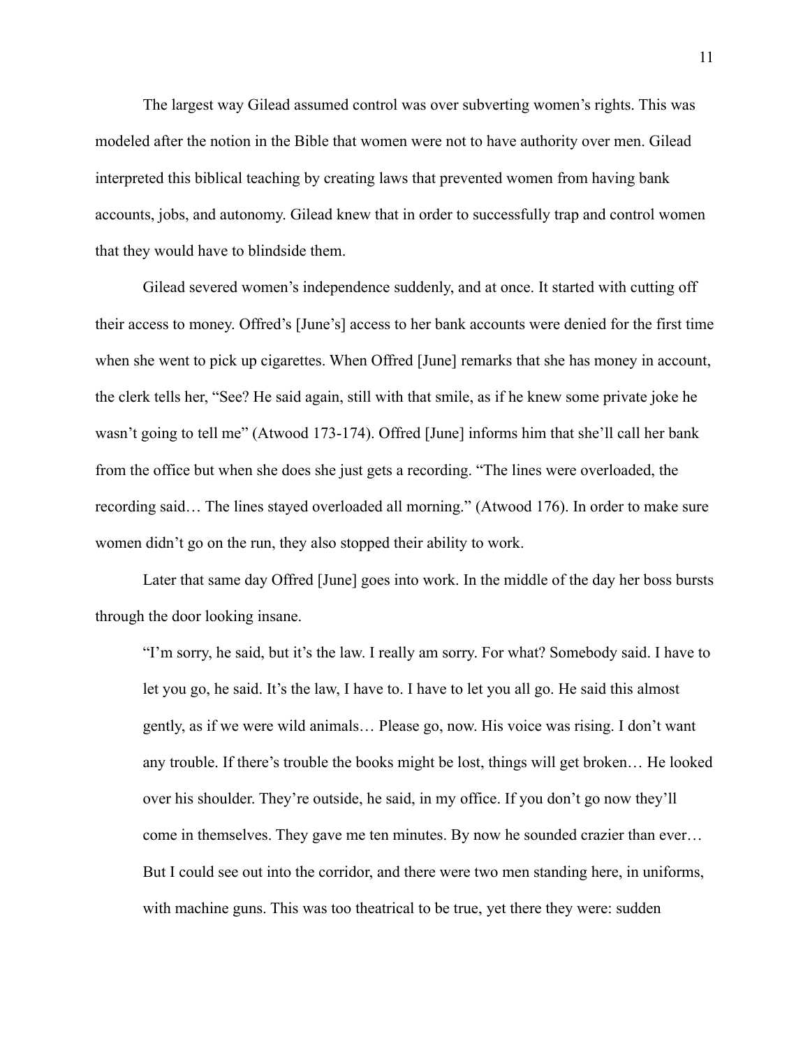The largest way Gilead assumed control was over subverting women's rights. This was modeled after the notion in the Bible that women were not to have authority over men. Gilead interpreted this biblical teaching by creating laws that prevented women from having bank accounts, jobs, and autonomy. Gilead knew that in order to successfully trap and control women that they would have to blindside them.

Gilead severed women's independence suddenly, and at once. It started with cutting off their access to money. Offred's [June's] access to her bank accounts were denied for the first time when she went to pick up cigarettes. When Offred [June] remarks that she has money in account, the clerk tells her, "See? He said again, still with that smile, as if he knew some private joke he wasn't going to tell me" (Atwood 173-174). Offred [June] informs him that she'll call her bank from the office but when she does she just gets a recording. "The lines were overloaded, the recording said… The lines stayed overloaded all morning." (Atwood 176). In order to make sure women didn't go on the run, they also stopped their ability to work.

Later that same day Offred [June] goes into work. In the middle of the day her boss bursts through the door looking insane.

> "I'm sorry, he said, but it's the law. I really am sorry. For what? Somebody said. I have to let you go, he said. It's the law, I have to. I have to let you all go. He said this almost gently, as if we were wild animals… Please go, now. His voice was rising. I don't want any trouble. If there's trouble the books might be lost, things will get broken… He looked over his shoulder. They're outside, he said, in my office. If you don't go now they'll come in themselves. They gave me ten minutes. By now he sounded crazier than ever… But I could see out into the corridor, and there were two men standing here, in uniforms, with machine guns. This was too theatrical to be true, yet there they were: sudden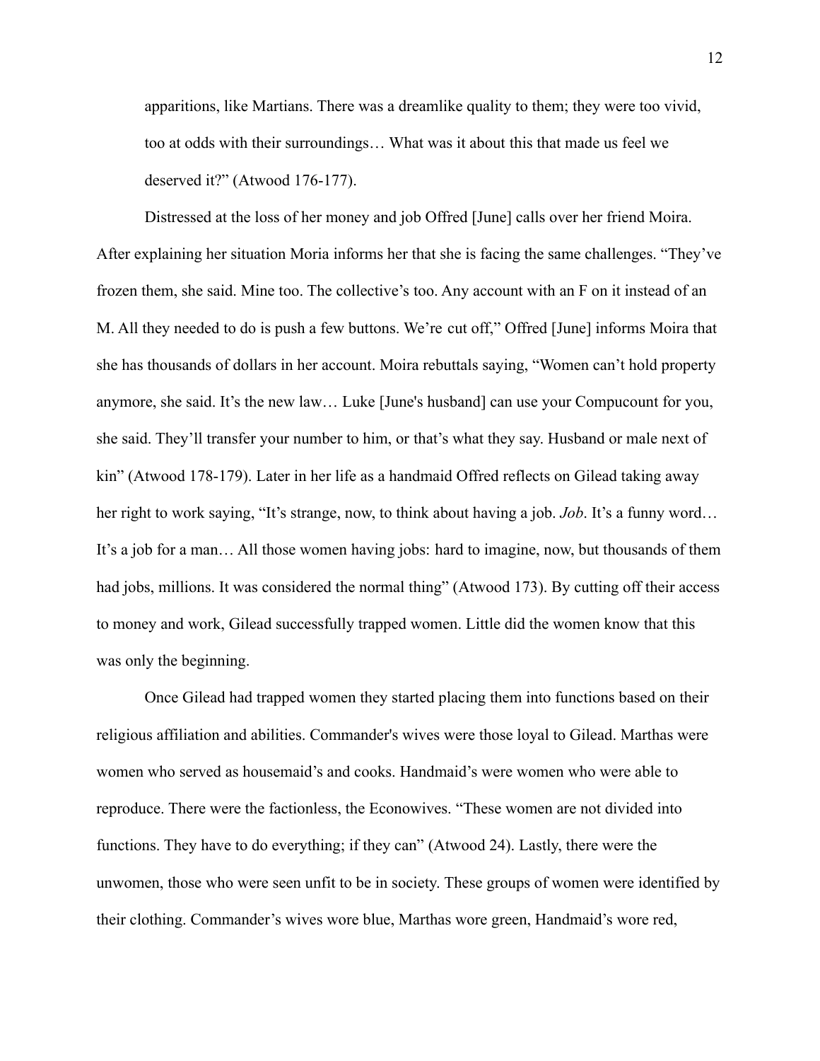apparitions, like Martians. There was a dreamlike quality to them; they were too vivid, too at odds with their surroundings… What was it about this that made us feel we deserved it?" (Atwood 176-177).

Distressed at the loss of her money and job Offred [June] calls over her friend Moira. After explaining her situation Moria informs her that she is facing the same challenges. "They've frozen them, she said. Mine too. The collective's too. Any account with an F on it instead of an M. All they needed to do is push a few buttons. We're cut off," Offred [June] informs Moira that she has thousands of dollars in her account. Moira rebuttals saying, "Women can't hold property anymore, she said. It's the new law… Luke [June's husband] can use your Compucount for you, she said. They'll transfer your number to him, or that's what they say. Husband or male next of kin" (Atwood 178-179). Later in her life as a handmaid Offred reflects on Gilead taking away her right to work saying, "It's strange, now, to think about having a job. *Job*. It's a funny word… It's a job for a man… All those women having jobs: hard to imagine, now, but thousands of them had jobs, millions. It was considered the normal thing" (Atwood 173). By cutting off their access to money and work, Gilead successfully trapped women. Little did the women know that this was only the beginning.

Once Gilead had trapped women they started placing them into functions based on their religious affiliation and abilities. Commander's wives were those loyal to Gilead. Marthas were women who served as housemaid's and cooks. Handmaid's were women who were able to reproduce. There were the factionless, the Econowives. "These women are not divided into functions. They have to do everything; if they can" (Atwood 24). Lastly, there were the unwomen, those who were seen unfit to be in society. These groups of women were identified by their clothing. Commander's wives wore blue, Marthas wore green, Handmaid's wore red,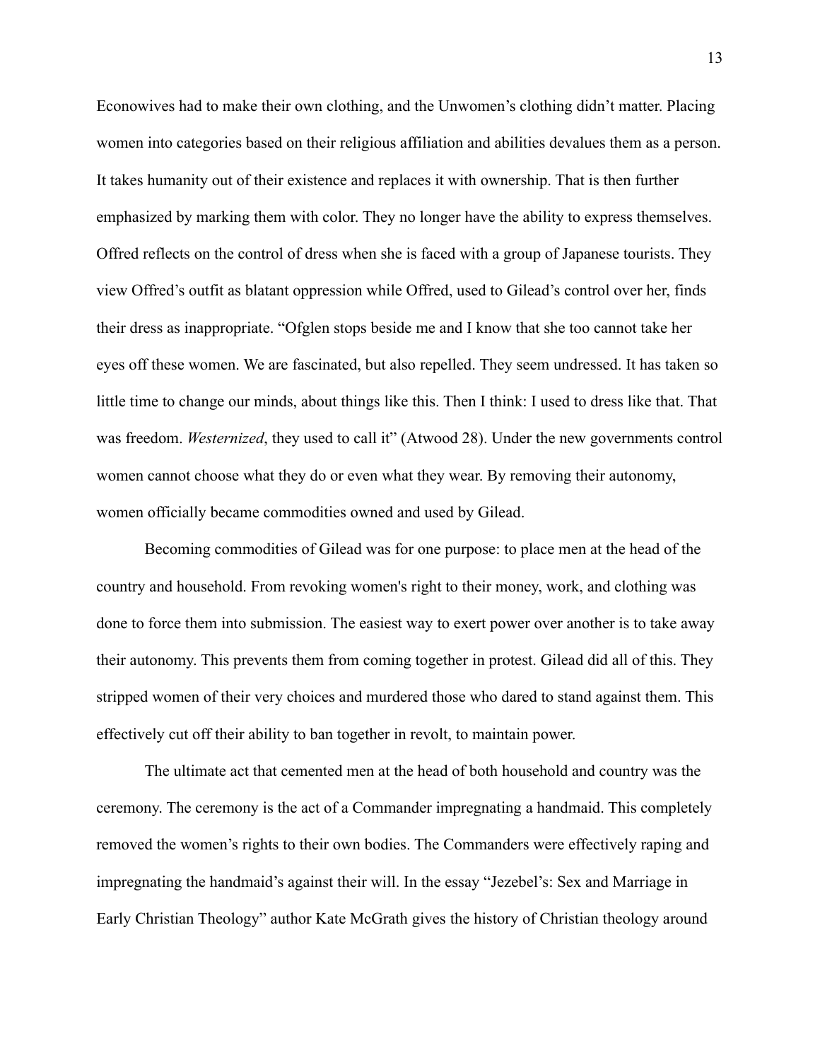Econowives had to make their own clothing, and the Unwomen's clothing didn't matter. Placing women into categories based on their religious affiliation and abilities devalues them as a person. It takes humanity out of their existence and replaces it with ownership. That is then further emphasized by marking them with color. They no longer have the ability to express themselves. Offred reflects on the control of dress when she is faced with a group of Japanese tourists. They view Offred's outfit as blatant oppression while Offred, used to Gilead's control over her, finds their dress as inappropriate. "Ofglen stops beside me and I know that she too cannot take her eyes off these women. We are fascinated, but also repelled. They seem undressed. It has taken so little time to change our minds, about things like this. Then I think: I used to dress like that. That was freedom. *Westernized*, they used to call it" (Atwood 28). Under the new governments control women cannot choose what they do or even what they wear. By removing their autonomy, women officially became commodities owned and used by Gilead.

Becoming commodities of Gilead was for one purpose: to place men at the head of the country and household. From revoking women's right to their money, work, and clothing was done to force them into submission. The easiest way to exert power over another is to take away their autonomy. This prevents them from coming together in protest. Gilead did all of this. They stripped women of their very choices and murdered those who dared to stand against them. This effectively cut off their ability to ban together in revolt, to maintain power.

The ultimate act that cemented men at the head of both household and country was the ceremony. The ceremony is the act of a Commander impregnating a handmaid. This completely removed the women's rights to their own bodies. The Commanders were effectively raping and impregnating the handmaid's against their will. In the essay "Jezebel's: Sex and Marriage in Early Christian Theology" author Kate McGrath gives the history of Christian theology around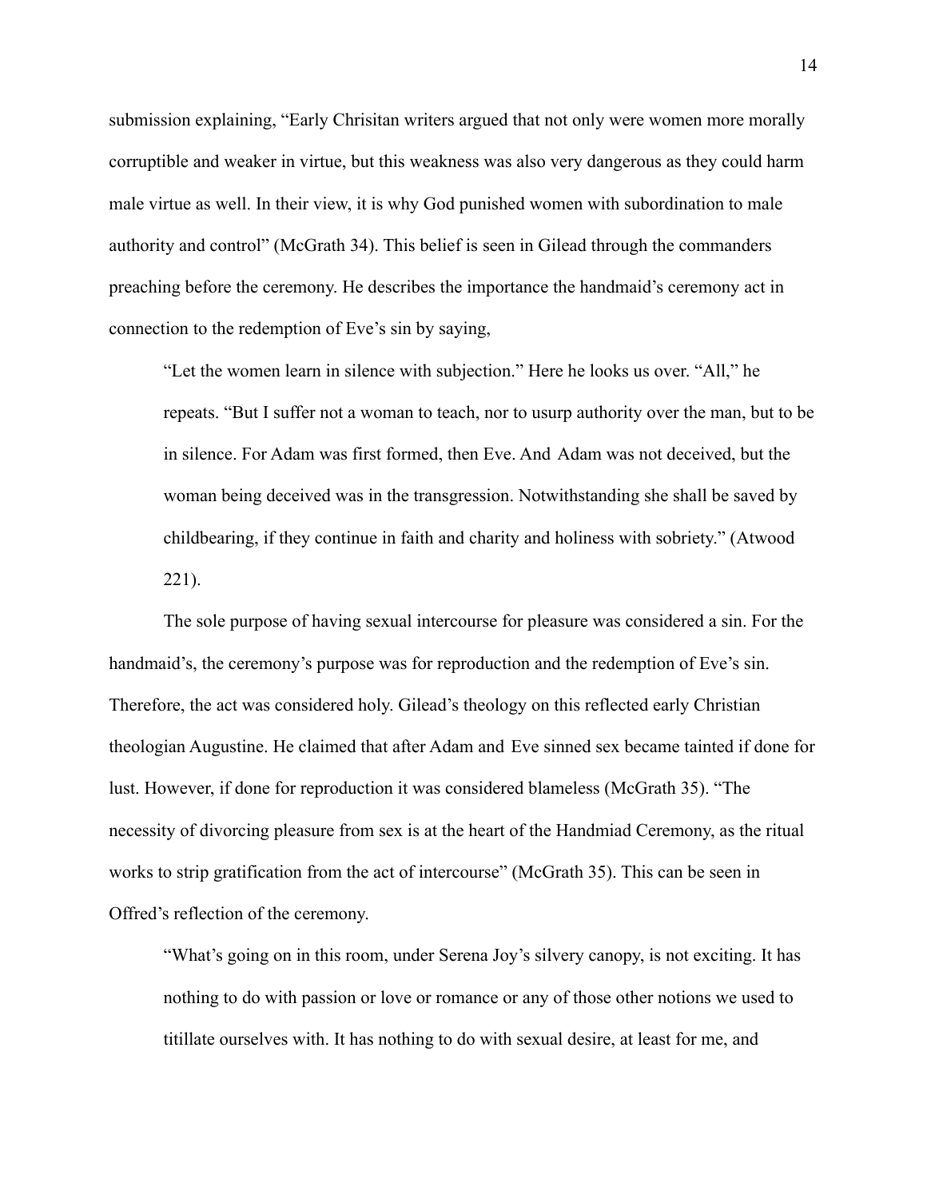submission explaining, "Early Chrisitan writers argued that not only were women more morally corruptible and weaker in virtue, but this weakness was also very dangerous as they could harm male virtue as well. In their view, it is why God punished women with subordination to male authority and control" (McGrath 34). This belief is seen in Gilead through the commanders preaching before the ceremony. He describes the importance the handmaid's ceremony act in connection to the redemption of Eve's sin by saying,

> "Let the women learn in silence with subjection." Here he looks us over. "All," he repeats. "But I suffer not a woman to teach, nor to usurp authority over the man, but to be in silence. For Adam was first formed, then Eve. And Adam was not deceived, but the woman being deceived was in the transgression. Notwithstanding she shall be saved by childbearing, if they continue in faith and charity and holiness with sobriety." (Atwood 221).

The sole purpose of having sexual intercourse for pleasure was considered a sin. For the handmaid's, the ceremony's purpose was for reproduction and the redemption of Eve's sin. Therefore, the act was considered holy. Gilead's theology on this reflected early Christian theologian Augustine. He claimed that after Adam and Eve sinned sex became tainted if done for lust. However, if done for reproduction it was considered blameless (McGrath 35). "The necessity of divorcing pleasure from sex is at the heart of the Handmiad Ceremony, as the ritual works to strip gratification from the act of intercourse" (McGrath 35). This can be seen in Offred's reflection of the ceremony.

> "What's going on in this room, under Serena Joy's silvery canopy, is not exciting. It has nothing to do with passion or love or romance or any of those other notions we used to titillate ourselves with. It has nothing to do with sexual desire, at least for me, and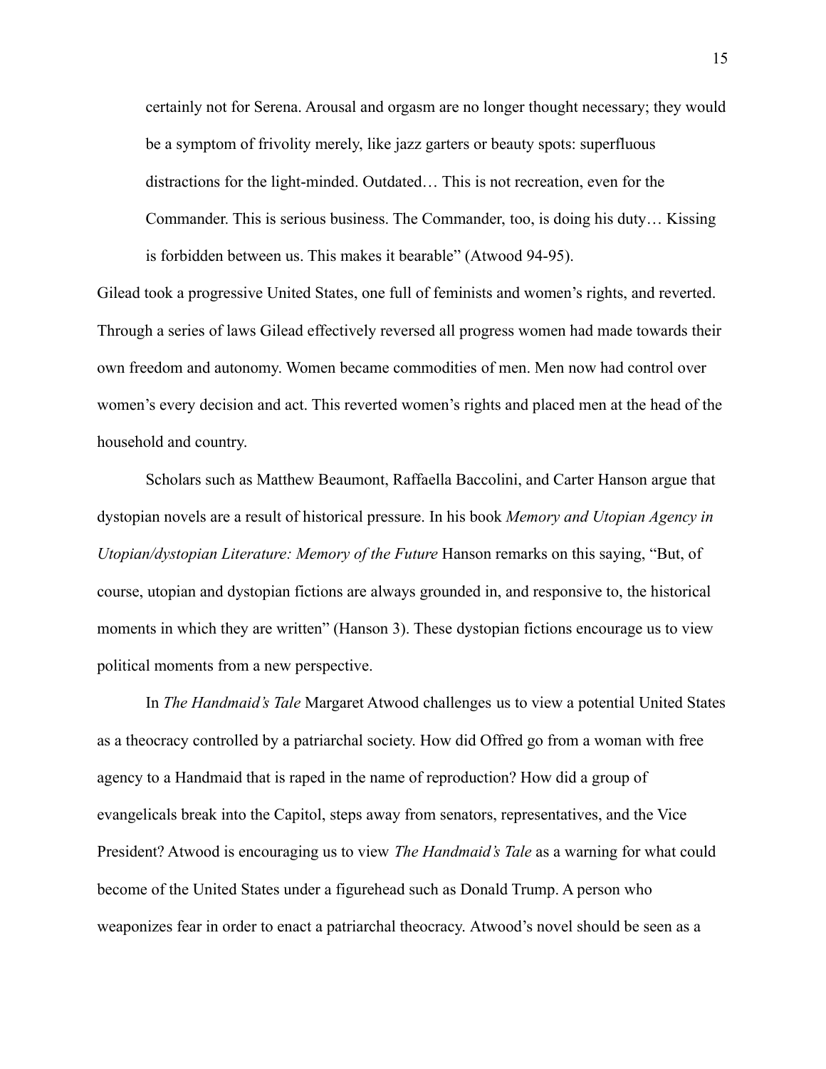> certainly not for Serena. Arousal and orgasm are no longer thought necessary; they would be a symptom of frivolity merely, like jazz garters or beauty spots: superfluous distractions for the light-minded. Outdated… This is not recreation, even for the Commander. This is serious business. The Commander, too, is doing his duty… Kissing is forbidden between us. This makes it bearable" (Atwood 94-95).

Gilead took a progressive United States, one full of feminists and women's rights, and reverted. Through a series of laws Gilead effectively reversed all progress women had made towards their own freedom and autonomy. Women became commodities of men. Men now had control over women's every decision and act. This reverted women's rights and placed men at the head of the household and country.

Scholars such as Matthew Beaumont, Raffaella Baccolini, and Carter Hanson argue that dystopian novels are a result of historical pressure. In his book *Memory and Utopian Agency in Utopian/dystopian Literature: Memory of the Future* Hanson remarks on this saying, "But, of course, utopian and dystopian fictions are always grounded in, and responsive to, the historical moments in which they are written" (Hanson 3). These dystopian fictions encourage us to view political moments from a new perspective.

In *The Handmaid's Tale* Margaret Atwood challenges us to view a potential United States as a theocracy controlled by a patriarchal society. How did Offred go from a woman with free agency to a Handmaid that is raped in the name of reproduction? How did a group of evangelicals break into the Capitol, steps away from senators, representatives, and the Vice President? Atwood is encouraging us to view *The Handmaid's Tale* as a warning for what could become of the United States under a figurehead such as Donald Trump. A person who weaponizes fear in order to enact a patriarchal theocracy. Atwood's novel should be seen as a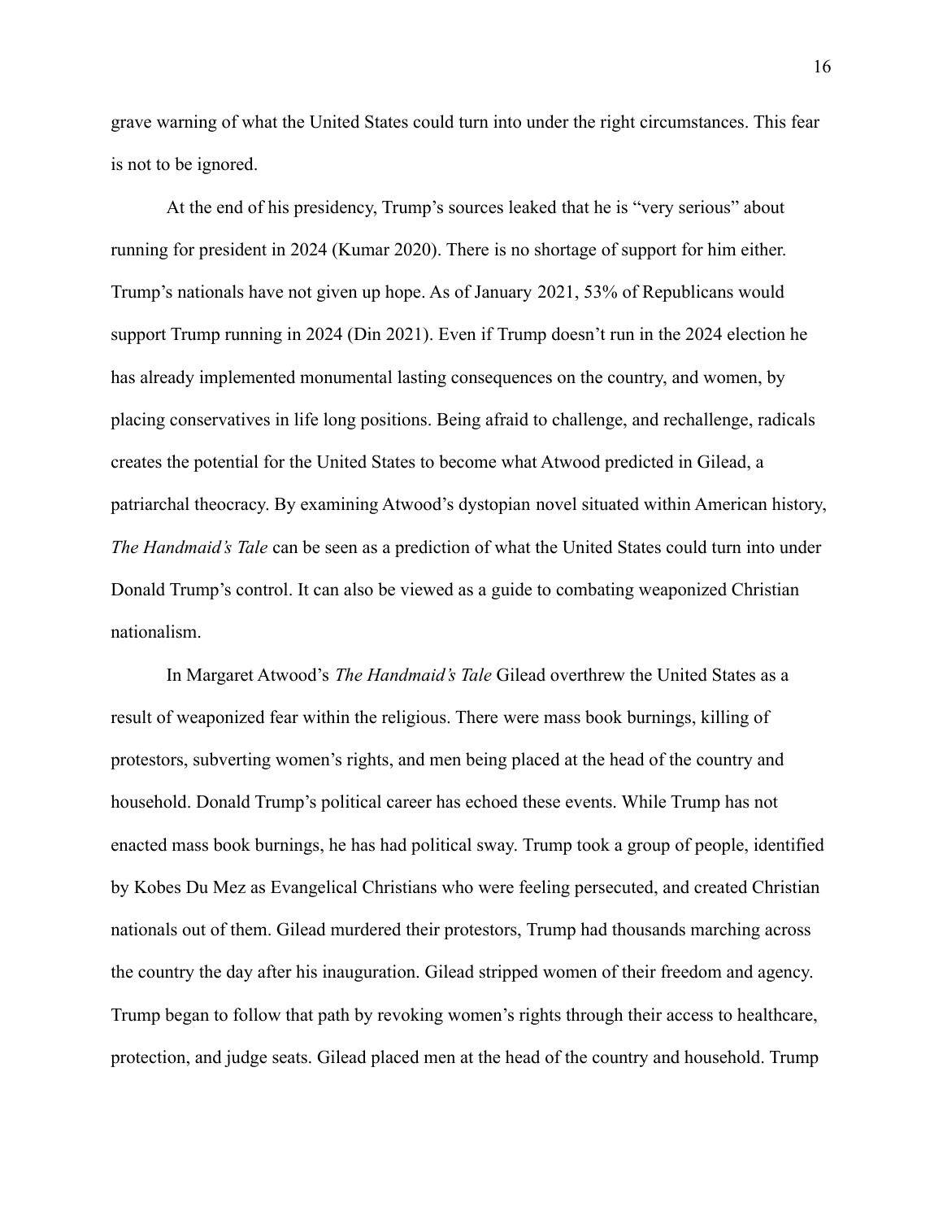grave warning of what the United States could turn into under the right circumstances. This fear is not to be ignored.

At the end of his presidency, Trump's sources leaked that he is "very serious" about running for president in 2024 (Kumar 2020). There is no shortage of support for him either. Trump's nationals have not given up hope. As of January 2021, 53% of Republicans would support Trump running in 2024 (Din 2021). Even if Trump doesn't run in the 2024 election he has already implemented monumental lasting consequences on the country, and women, by placing conservatives in life long positions. Being afraid to challenge, and rechallenge, radicals creates the potential for the United States to become what Atwood predicted in Gilead, a patriarchal theocracy. By examining Atwood's dystopian novel situated within American history, *The Handmaid's Tale* can be seen as a prediction of what the United States could turn into under Donald Trump's control. It can also be viewed as a guide to combating weaponized Christian nationalism.

In Margaret Atwood's *The Handmaid's Tale* Gilead overthrew the United States as a result of weaponized fear within the religious. There were mass book burnings, killing of protestors, subverting women's rights, and men being placed at the head of the country and household. Donald Trump's political career has echoed these events. While Trump has not enacted mass book burnings, he has had political sway. Trump took a group of people, identified by Kobes Du Mez as Evangelical Christians who were feeling persecuted, and created Christian nationals out of them. Gilead murdered their protestors, Trump had thousands marching across the country the day after his inauguration. Gilead stripped women of their freedom and agency. Trump began to follow that path by revoking women's rights through their access to healthcare, protection, and judge seats. Gilead placed men at the head of the country and household. Trump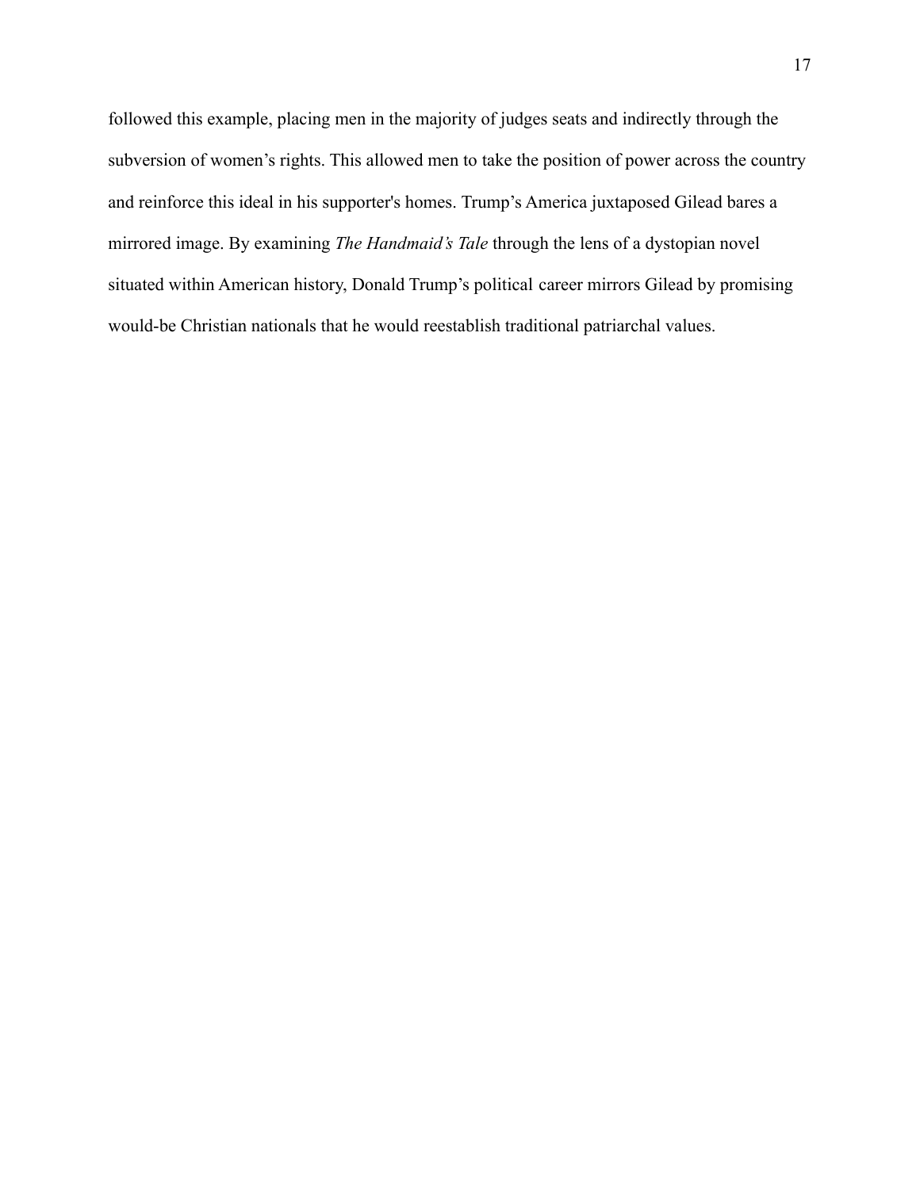followed this example, placing men in the majority of judges seats and indirectly through the subversion of women's rights. This allowed men to take the position of power across the country and reinforce this ideal in his supporter's homes. Trump's America juxtaposed Gilead bares a mirrored image. By examining *The Handmaid's Tale* through the lens of a dystopian novel situated within American history, Donald Trump's political career mirrors Gilead by promising would-be Christian nationals that he would reestablish traditional patriarchal values.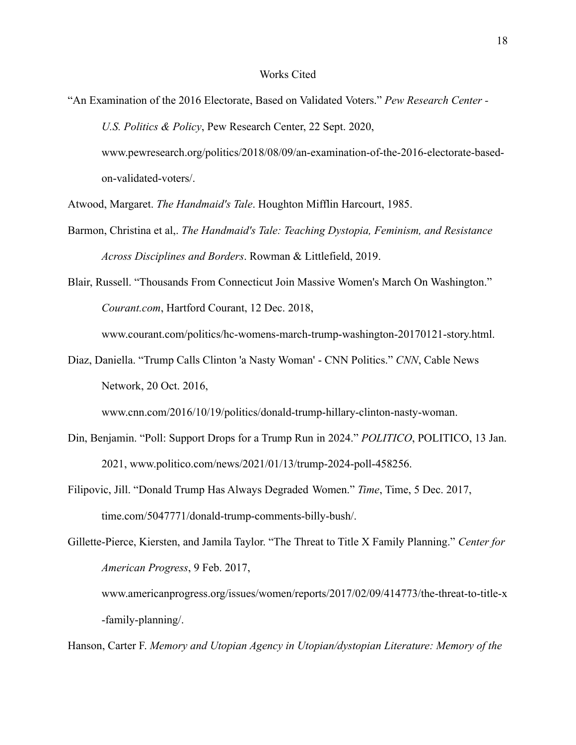# Works Cited

"An Examination of the 2016 Electorate, Based on Validated Voters." *Pew Research Center - U.S. Politics & Policy*, Pew Research Center, 22 Sept. 2020, www.pewresearch.org/politics/2018/08/09/an-examination-of-the-2016-electorate-based-on-validated-voters/.

Atwood, Margaret. *The Handmaid's Tale*. Houghton Mifflin Harcourt, 1985.

Barmon, Christina et al,. *The Handmaid's Tale: Teaching Dystopia, Feminism, and Resistance Across Disciplines and Borders*. Rowman & Littlefield, 2019.

Blair, Russell. "Thousands From Connecticut Join Massive Women's March On Washington." *Courant.com*, Hartford Courant, 12 Dec. 2018, www.courant.com/politics/hc-womens-march-trump-washington-20170121-story.html.

Diaz, Daniella. "Trump Calls Clinton 'a Nasty Woman' - CNN Politics." *CNN*, Cable News Network, 20 Oct. 2016, www.cnn.com/2016/10/19/politics/donald-trump-hillary-clinton-nasty-woman.

Din, Benjamin. "Poll: Support Drops for a Trump Run in 2024." *POLITICO*, POLITICO, 13 Jan. 2021, www.politico.com/news/2021/01/13/trump-2024-poll-458256.

Filipovic, Jill. "Donald Trump Has Always Degraded Women." *Time*, Time, 5 Dec. 2017, time.com/5047771/donald-trump-comments-billy-bush/.

Gillette-Pierce, Kiersten, and Jamila Taylor. "The Threat to Title X Family Planning." *Center for American Progress*, 9 Feb. 2017, www.americanprogress.org/issues/women/reports/2017/02/09/414773/the-threat-to-title-x-family-planning/.

Hanson, Carter F. *Memory and Utopian Agency in Utopian/dystopian Literature: Memory of the*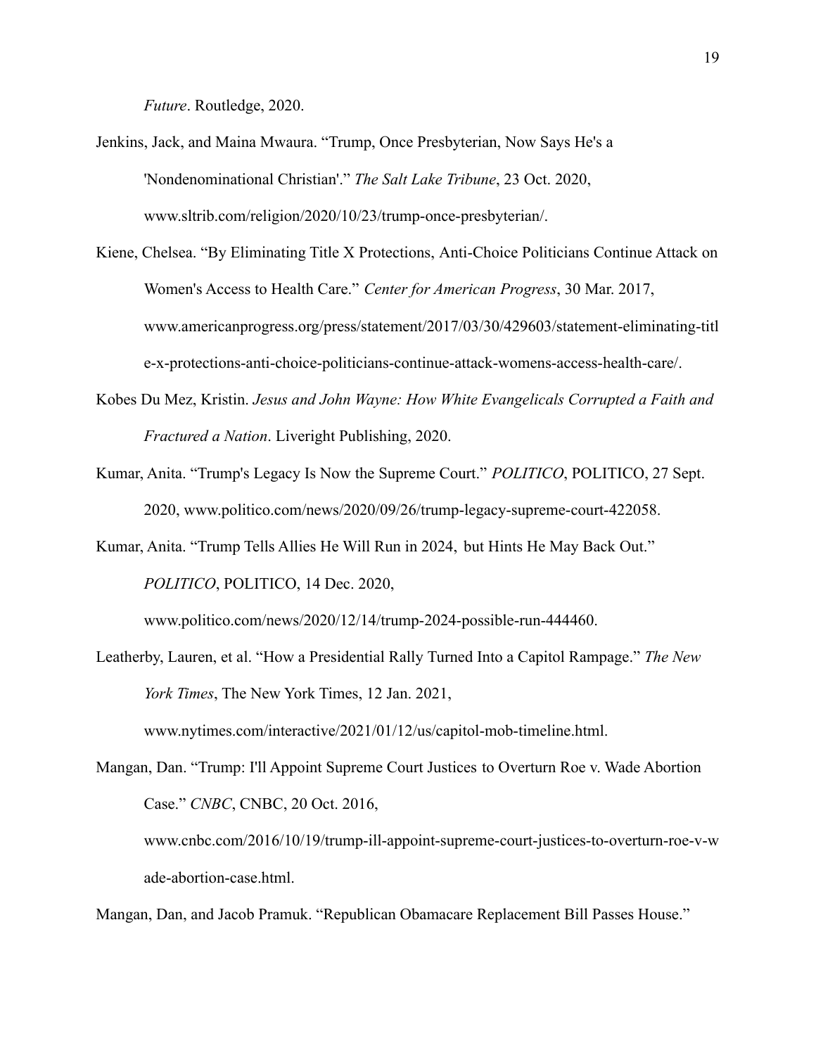*Future*. Routledge, 2020.

Jenkins, Jack, and Maina Mwaura. "Trump, Once Presbyterian, Now Says He's a 'Nondenominational Christian'." *The Salt Lake Tribune*, 23 Oct. 2020, www.sltrib.com/religion/2020/10/23/trump-once-presbyterian/.

Kiene, Chelsea. "By Eliminating Title X Protections, Anti-Choice Politicians Continue Attack on Women's Access to Health Care." *Center for American Progress*, 30 Mar. 2017, www.americanprogress.org/press/statement/2017/03/30/429603/statement-eliminating-title-x-protections-anti-choice-politicians-continue-attack-womens-access-health-care/.

Kobes Du Mez, Kristin. *Jesus and John Wayne: How White Evangelicals Corrupted a Faith and Fractured a Nation*. Liveright Publishing, 2020.

Kumar, Anita. "Trump's Legacy Is Now the Supreme Court." *POLITICO*, POLITICO, 27 Sept. 2020, www.politico.com/news/2020/09/26/trump-legacy-supreme-court-422058.

Kumar, Anita. "Trump Tells Allies He Will Run in 2024, but Hints He May Back Out." *POLITICO*, POLITICO, 14 Dec. 2020, www.politico.com/news/2020/12/14/trump-2024-possible-run-444460.

Leatherby, Lauren, et al. "How a Presidential Rally Turned Into a Capitol Rampage." *The New York Times*, The New York Times, 12 Jan. 2021, www.nytimes.com/interactive/2021/01/12/us/capitol-mob-timeline.html.

Mangan, Dan. "Trump: I'll Appoint Supreme Court Justices to Overturn Roe v. Wade Abortion Case." *CNBC*, CNBC, 20 Oct. 2016, www.cnbc.com/2016/10/19/trump-ill-appoint-supreme-court-justices-to-overturn-roe-v-wade-abortion-case.html.

Mangan, Dan, and Jacob Pramuk. "Republican Obamacare Replacement Bill Passes House."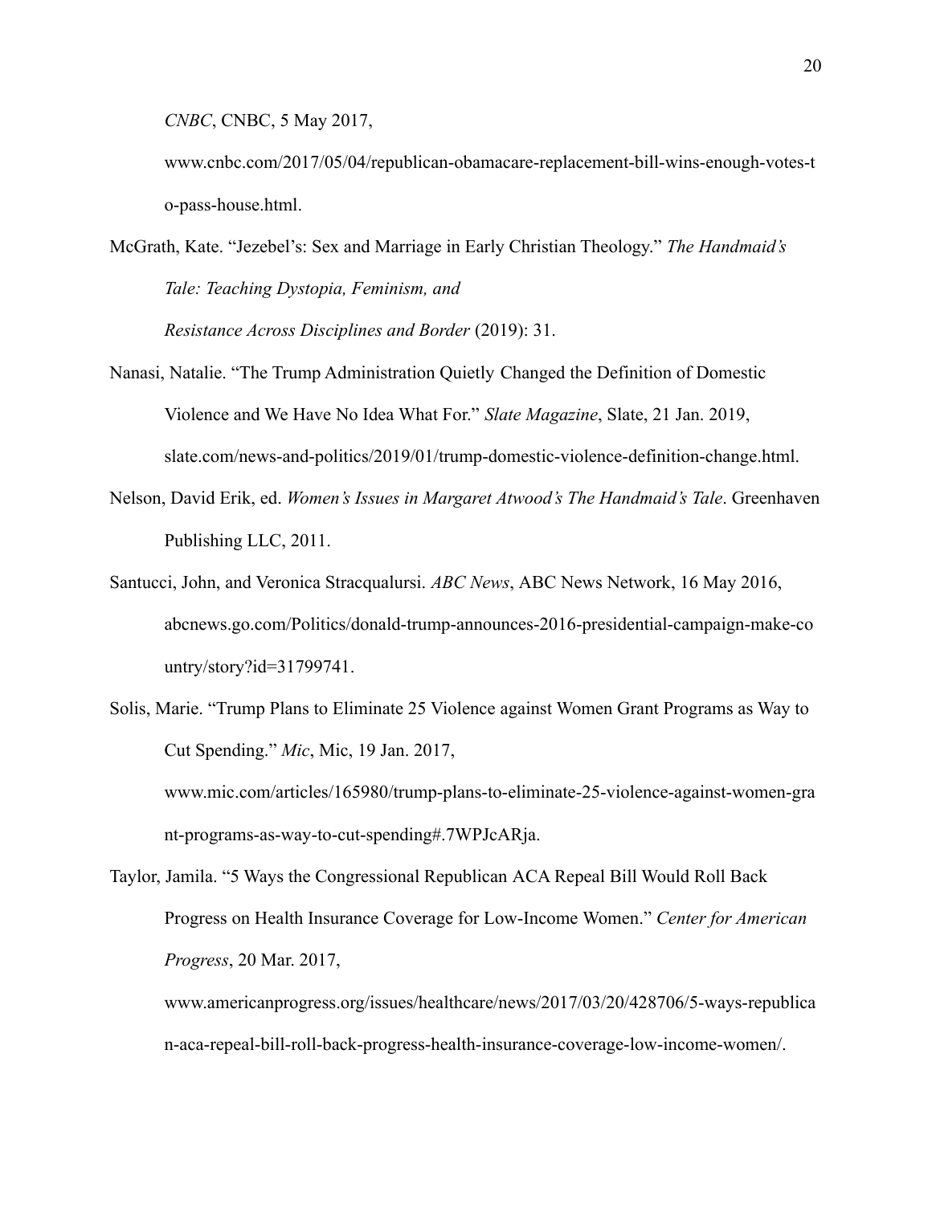*CNBC*, CNBC, 5 May 2017, www.cnbc.com/2017/05/04/republican-obamacare-replacement-bill-wins-enough-votes-to-pass-house.html.

McGrath, Kate. "Jezebel's: Sex and Marriage in Early Christian Theology." *The Handmaid's Tale: Teaching Dystopia, Feminism, and Resistance Across Disciplines and Border* (2019): 31.

Nanasi, Natalie. "The Trump Administration Quietly Changed the Definition of Domestic Violence and We Have No Idea What For." *Slate Magazine*, Slate, 21 Jan. 2019, slate.com/news-and-politics/2019/01/trump-domestic-violence-definition-change.html.

Nelson, David Erik, ed. *Women's Issues in Margaret Atwood's The Handmaid's Tale*. Greenhaven Publishing LLC, 2011.

Santucci, John, and Veronica Stracqualursi. *ABC News*, ABC News Network, 16 May 2016, abcnews.go.com/Politics/donald-trump-announces-2016-presidential-campaign-make-country/story?id=31799741.

Solis, Marie. "Trump Plans to Eliminate 25 Violence against Women Grant Programs as Way to Cut Spending." *Mic*, Mic, 19 Jan. 2017, www.mic.com/articles/165980/trump-plans-to-eliminate-25-violence-against-women-grant-programs-as-way-to-cut-spending#.7WPJcARja.

Taylor, Jamila. "5 Ways the Congressional Republican ACA Repeal Bill Would Roll Back Progress on Health Insurance Coverage for Low-Income Women." *Center for American Progress*, 20 Mar. 2017, www.americanprogress.org/issues/healthcare/news/2017/03/20/428706/5-ways-republican-aca-repeal-bill-roll-back-progress-health-insurance-coverage-low-income-women/.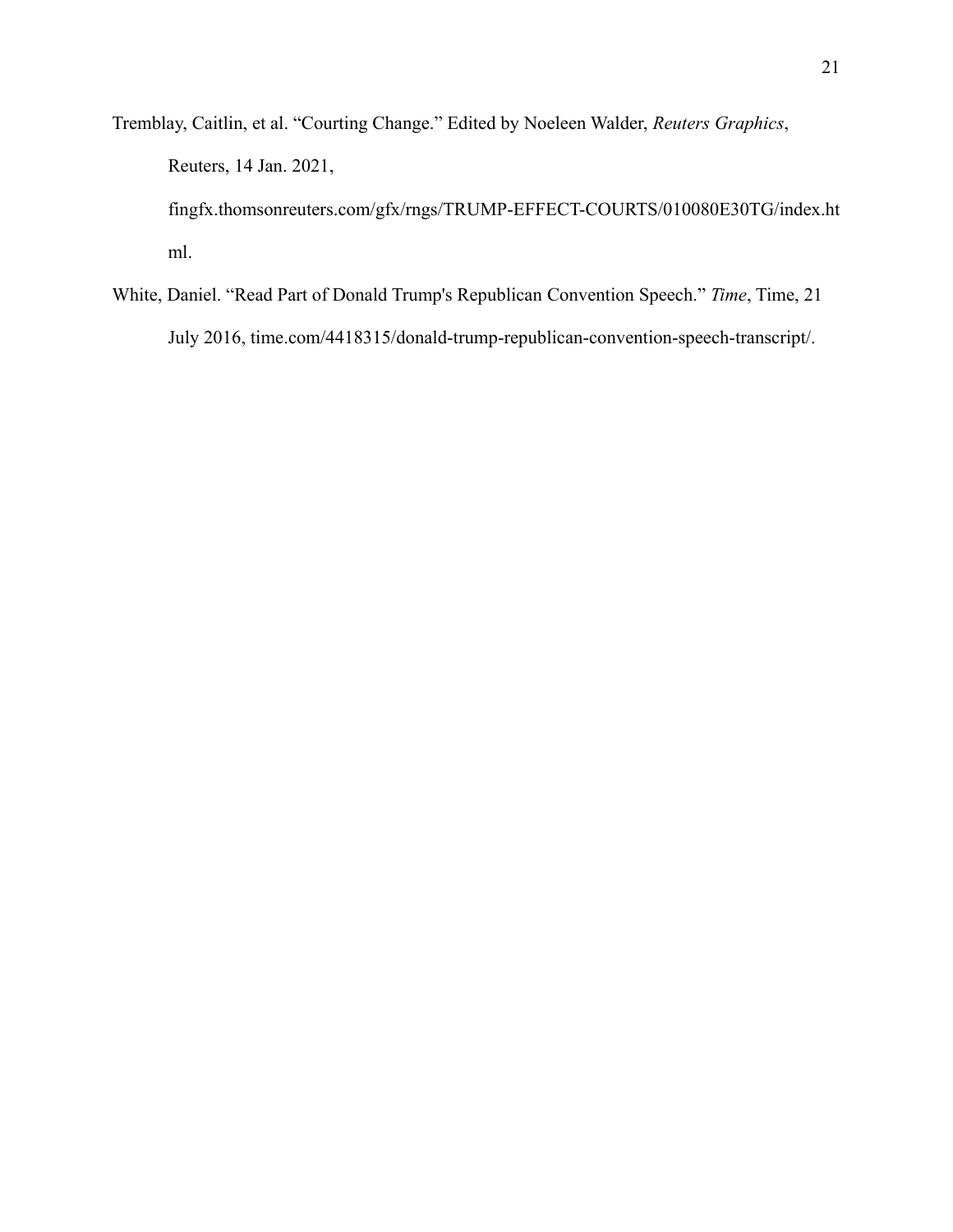Tremblay, Caitlin, et al. "Courting Change." Edited by Noeleen Walder, *Reuters Graphics*, Reuters, 14 Jan. 2021, fingfx.thomsonreuters.com/gfx/rngs/TRUMP-EFFECT-COURTS/010080E30TG/index.html.

White, Daniel. "Read Part of Donald Trump's Republican Convention Speech." *Time*, Time, 21 July 2016, time.com/4418315/donald-trump-republican-convention-speech-transcript/.